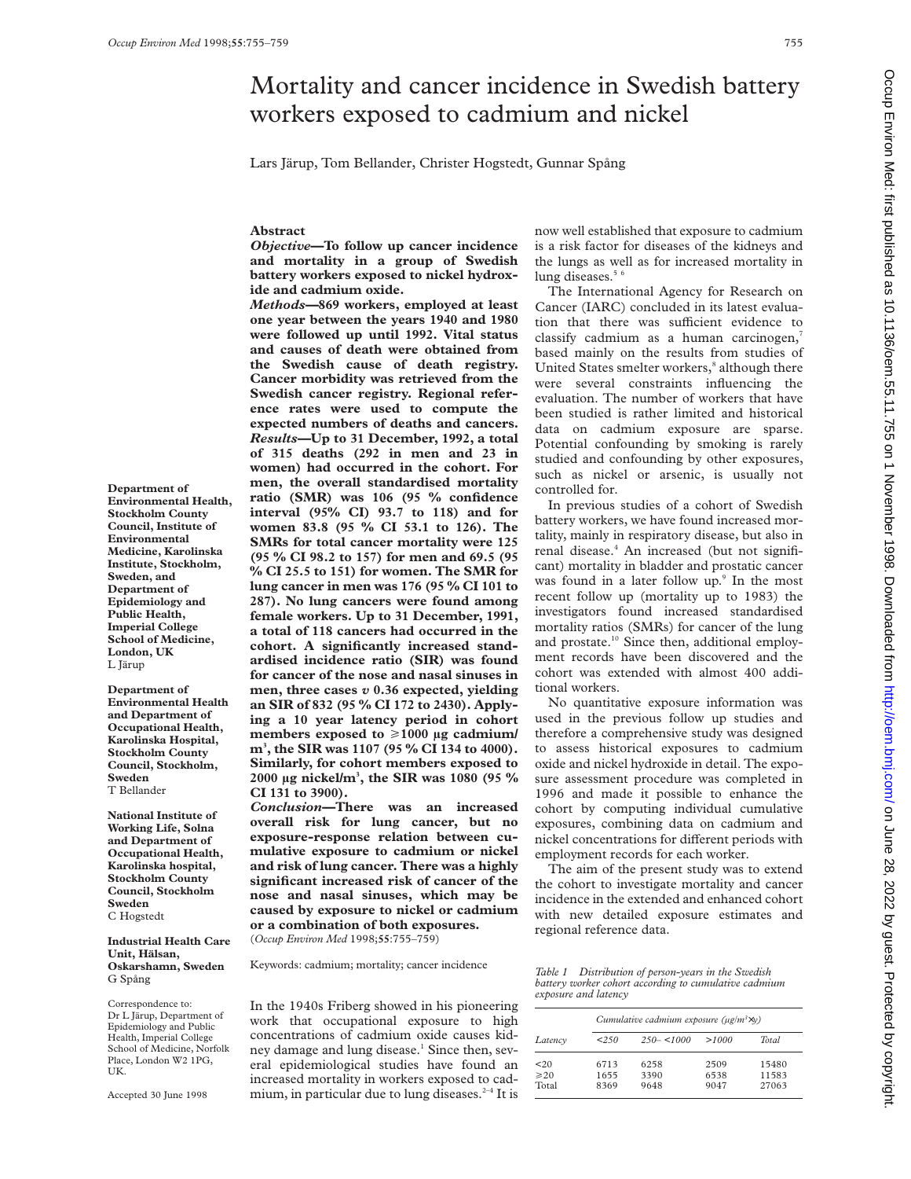# Mortality and cancer incidence in Swedish battery workers exposed to cadmium and nickel

Lars Järup, Tom Bellander, Christer Hogstedt, Gunnar Spång

Department of Environmental Health, Stockholm County Council, Institute of Environmental Medicine, Karolinska Institute, Stockholm, Sweden, and Department of Epidemiology and Public Health, Imperial College School of Medicine, London, UK
L Järup

Department of Environmental Health and Department of Occupational Health, Karolinska Hospital, Stockholm County Council, Stockholm, Sweden
T Bellander

National Institute of Working Life, Solna and Department of Occupational Health, Karolinska hospital, Stockholm County Council, Stockholm Sweden
C Hogstedt

Industrial Health Care Unit, Hälsan, Oskarshamn, Sweden
G Spång

Correspondence to: Dr L Järup, Department of Epidemiology and Public Health, Imperial College School of Medicine, Norfolk Place, London W2 1PG, UK.

Accepted 30 June 1998

## Abstract

***Objective*—To follow up cancer incidence and mortality in a group of Swedish battery workers exposed to nickel hydroxide and cadmium oxide.**

***Methods*—869 workers, employed at least one year between the years 1940 and 1980 were followed up until 1992. Vital status and causes of death were obtained from the Swedish cause of death registry. Cancer morbidity was retrieved from the Swedish cancer registry. Regional reference rates were used to compute the expected numbers of deaths and cancers.**

***Results*—Up to 31 December, 1992, a total of 315 deaths (292 in men and 23 in women) had occurred in the cohort. For men, the overall standardised mortality ratio (SMR) was 106 (95 % confidence interval (95% CI) 93.7 to 118) and for women 83.8 (95 % CI 53.1 to 126). The SMRs for total cancer mortality were 125 (95 % CI 98.2 to 157) for men and 69.5 (95 % CI 25.5 to 151) for women. The SMR for lung cancer in men was 176 (95 % CI 101 to 287). No lung cancers were found among female workers. Up to 31 December, 1991, a total of 118 cancers had occurred in the cohort. A significantly increased standardised incidence ratio (SIR) was found for cancer of the nose and nasal sinuses in men, three cases *v* 0.36 expected, yielding an SIR of 832 (95 % CI 172 to 2430). Applying a 10 year latency period in cohort members exposed to ≥1000 µg cadmium/m$^3$, the SIR was 1107 (95 % CI 134 to 4000). Similarly, for cohort members exposed to 2000 µg nickel/m$^3$, the SIR was 1080 (95 % CI 131 to 3900).**

***Conclusion*—There was an increased overall risk for lung cancer, but no exposure-response relation between cumulative exposure to cadmium or nickel and risk of lung cancer. There was a highly significant increased risk of cancer of the nose and nasal sinuses, which may be caused by exposure to nickel or cadmium or a combination of both exposures.**

(*Occup Environ Med* 1998;**55**:755–759)

Keywords: cadmium; mortality; cancer incidence

In the 1940s Friberg showed in his pioneering work that occupational exposure to high concentrations of cadmium oxide causes kidney damage and lung disease.[1] Since then, several epidemiological studies have found an increased mortality in workers exposed to cadmium, in particular due to lung diseases.[2–4] It is now well established that exposure to cadmium is a risk factor for diseases of the kidneys and the lungs as well as for increased mortality in lung diseases.[5 6]

The International Agency for Research on Cancer (IARC) concluded in its latest evaluation that there was sufficient evidence to classify cadmium as a human carcinogen,[7] based mainly on the results from studies of United States smelter workers,[8] although there were several constraints influencing the evaluation. The number of workers that have been studied is rather limited and historical data on cadmium exposure are sparse. Potential confounding by smoking is rarely studied and confounding by other exposures, such as nickel or arsenic, is usually not controlled for.

In previous studies of a cohort of Swedish battery workers, we have found increased mortality, mainly in respiratory disease, but also in renal disease.[4] An increased (but not significant) mortality in bladder and prostatic cancer was found in a later follow up.[9] In the most recent follow up (mortality up to 1983) the investigators found increased standardised mortality ratios (SMRs) for cancer of the lung and prostate.[10] Since then, additional employment records have been discovered and the cohort was extended with almost 400 additional workers.

No quantitative exposure information was used in the previous follow up studies and therefore a comprehensive study was designed to assess historical exposures to cadmium oxide and nickel hydroxide in detail. The exposure assessment procedure was completed in 1996 and made it possible to enhance the cohort by computing individual cumulative exposures, combining data on cadmium and nickel concentrations for different periods with employment records for each worker.

The aim of the present study was to extend the cohort to investigate mortality and cancer incidence in the extended and enhanced cohort with new detailed exposure estimates and regional reference data.

*Table 1 Distribution of person-years in the Swedish battery worker cohort according to cumulative cadmium exposure and latency*

| | *Cumulative cadmium exposure (µg/m$^3$×y)* | | | |
|---|---|---|---|---|
| *Latency* | *<250* | *250– <1000* | *>1000* | *Total* |
| <20 | 6713 | 6258 | 2509 | 15480 |
| ≥20 | 1655 | 3390 | 6538 | 11583 |
| Total | 8369 | 9648 | 9047 | 27063 |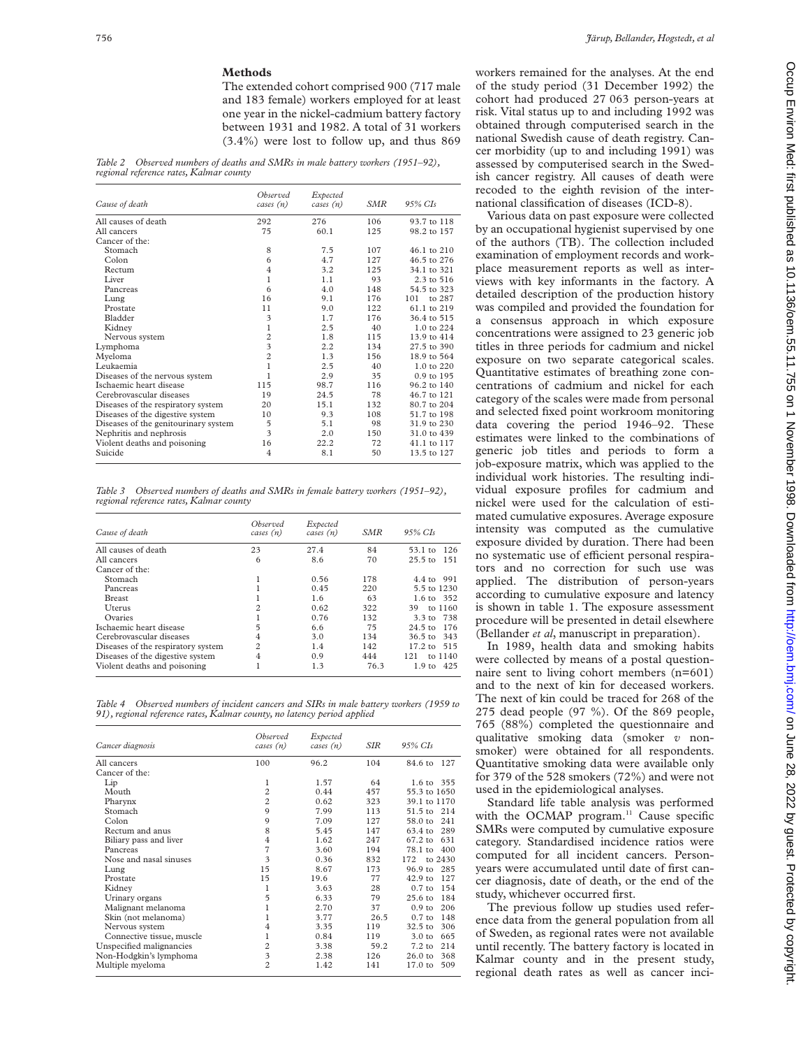## Methods

The extended cohort comprised 900 (717 male and 183 female) workers employed for at least one year in the nickel-cadmium battery factory between 1931 and 1982. A total of 31 workers (3.4%) were lost to follow up, and thus 869 workers remained for the analyses. At the end of the study period (31 December 1992) the cohort had produced 27 063 person-years at risk. Vital status up to and including 1992 was obtained through computerised search in the national Swedish cause of death registry. Cancer morbidity (up to and including 1991) was assessed by computerised search in the Swedish cancer registry. All causes of death were recoded to the eighth revision of the international classification of diseases (ICD-8).

Various data on past exposure were collected by an occupational hygienist supervised by one of the authors (TB). The collection included examination of employment records and workplace measurement reports as well as interviews with key informants in the factory. A detailed description of the production history was compiled and provided the foundation for a consensus approach in which exposure concentrations were assigned to 23 generic job titles in three periods for cadmium and nickel exposure on two separate categorical scales. Quantitative estimates of breathing zone concentrations of cadmium and nickel for each category of the scales were made from personal and selected fixed point workroom monitoring data covering the period 1946–92. These estimates were linked to the combinations of generic job titles and periods to form a job-exposure matrix, which was applied to the individual work histories. The resulting individual exposure profiles for cadmium and nickel were used for the calculation of estimated cumulative exposures. Average exposure intensity was computed as the cumulative exposure divided by duration. There had been no systematic use of efficient personal respirators and no correction for such use was applied. The distribution of person-years according to cumulative exposure and latency is shown in table 1. The exposure assessment procedure will be presented in detail elsewhere (Bellander *et al*, manuscript in preparation).

In 1989, health data and smoking habits were collected by means of a postal questionnaire sent to living cohort members (n=601) and to the next of kin for deceased workers. The next of kin could be traced for 268 of the 275 dead people (97 %). Of the 869 people, 765 (88%) completed the questionnaire and qualitative smoking data (smoker *v* non-smoker) were obtained for all respondents. Quantitative smoking data were available only for 379 of the 528 smokers (72%) and were not used in the epidemiological analyses.

Standard life table analysis was performed with the OCMAP program.[11] Cause specific SMRs were computed by cumulative exposure category. Standardised incidence ratios were computed for all incident cancers. Person-years were accumulated until date of first cancer diagnosis, date of death, or the end of the study, whichever occurred first.

The previous follow up studies used reference data from the general population from all of Sweden, as regional rates were not available until recently. The battery factory is located in Kalmar county and in the present study, regional death rates as well as cancer inci-

*Table 2 Observed numbers of deaths and SMRs in male battery workers (1951–92), regional reference rates, Kalmar county*

| Cause of death | Observed cases (n) | Expected cases (n) | SMR | 95% CIs |
|---|---|---|---|---|
| All causes of death | 292 | 276 | 106 | 93.7 to 118 |
| All cancers | 75 | 60.1 | 125 | 98.2 to 157 |
| Cancer of the: | | | | |
| Stomach | 8 | 7.5 | 107 | 46.1 to 210 |
| Colon | 6 | 4.7 | 127 | 46.5 to 276 |
| Rectum | 4 | 3.2 | 125 | 34.1 to 321 |
| Liver | 1 | 1.1 | 93 | 2.3 to 516 |
| Pancreas | 6 | 4.0 | 148 | 54.5 to 323 |
| Lung | 16 | 9.1 | 176 | 101 to 287 |
| Prostate | 11 | 9.0 | 122 | 61.1 to 219 |
| Bladder | 3 | 1.7 | 176 | 36.4 to 515 |
| Kidney | 1 | 2.5 | 40 | 1.0 to 224 |
| Nervous system | 2 | 1.8 | 115 | 13.9 to 414 |
| Lymphoma | 3 | 2.2 | 134 | 27.5 to 390 |
| Myeloma | 2 | 1.3 | 156 | 18.9 to 564 |
| Leukaemia | 1 | 2.5 | 40 | 1.0 to 220 |
| Diseases of the nervous system | 1 | 2.9 | 35 | 0.9 to 195 |
| Ischaemic heart disease | 115 | 98.7 | 116 | 96.2 to 140 |
| Cerebrovascular diseases | 19 | 24.5 | 78 | 46.7 to 121 |
| Diseases of the respiratory system | 20 | 15.1 | 132 | 80.7 to 204 |
| Diseases of the digestive system | 10 | 9.3 | 108 | 51.7 to 198 |
| Diseases of the genitourinary system | 5 | 5.1 | 98 | 31.9 to 230 |
| Nephritis and nephrosis | 3 | 2.0 | 150 | 31.0 to 439 |
| Violent deaths and poisoning | 16 | 22.2 | 72 | 41.1 to 117 |
| Suicide | 4 | 8.1 | 50 | 13.5 to 127 |

*Table 3 Observed numbers of deaths and SMRs in female battery workers (1951–92), regional reference rates, Kalmar county*

| Cause of death | Observed cases (n) | Expected cases (n) | SMR | 95% CIs |
|---|---|---|---|---|
| All causes of death | 23 | 27.4 | 84 | 53.1 to 126 |
| All cancers | 6 | 8.6 | 70 | 25.5 to 151 |
| Cancer of the: | | | | |
| Stomach | 1 | 0.56 | 178 | 4.4 to 991 |
| Pancreas | 1 | 0.45 | 220 | 5.5 to 1230 |
| Breast | 1 | 1.6 | 63 | 1.6 to 352 |
| Uterus | 2 | 0.62 | 322 | 39 to 1160 |
| Ovaries | 1 | 0.76 | 132 | 3.3 to 738 |
| Ischaemic heart disease | 5 | 6.6 | 75 | 24.5 to 176 |
| Cerebrovascular diseases | 4 | 3.0 | 134 | 36.5 to 343 |
| Diseases of the respiratory system | 2 | 1.4 | 142 | 17.2 to 515 |
| Diseases of the digestive system | 4 | 0.9 | 444 | 121 to 1140 |
| Violent deaths and poisoning | 1 | 1.3 | 76.3 | 1.9 to 425 |

*Table 4 Observed numbers of incident cancers and SIRs in male battery workers (1959 to 91), regional reference rates, Kalmar county, no latency period applied*

| Cancer diagnosis | Observed cases (n) | Expected cases (n) | SIR | 95% CIs |
|---|---|---|---|---|
| All cancers | 100 | 96.2 | 104 | 84.6 to 127 |
| Cancer of the: | | | | |
| Lip | 1 | 1.57 | 64 | 1.6 to 355 |
| Mouth | 2 | 0.44 | 457 | 55.3 to 1650 |
| Pharynx | 2 | 0.62 | 323 | 39.1 to 1170 |
| Stomach | 9 | 7.99 | 113 | 51.5 to 214 |
| Colon | 9 | 7.09 | 127 | 58.0 to 241 |
| Rectum and anus | 8 | 5.45 | 147 | 63.4 to 289 |
| Biliary pass and liver | 4 | 1.62 | 247 | 67.2 to 631 |
| Pancreas | 7 | 3.60 | 194 | 78.1 to 400 |
| Nose and nasal sinuses | 3 | 0.36 | 832 | 172 to 2430 |
| Lung | 15 | 8.67 | 173 | 96.9 to 285 |
| Prostate | 15 | 19.6 | 77 | 42.9 to 127 |
| Kidney | 1 | 3.63 | 28 | 0.7 to 154 |
| Urinary organs | 5 | 6.33 | 79 | 25.6 to 184 |
| Malignant melanoma | 1 | 2.70 | 37 | 0.9 to 206 |
| Skin (not melanoma) | 1 | 3.77 | 26.5 | 0.7 to 148 |
| Nervous system | 4 | 3.35 | 119 | 32.5 to 306 |
| Connective tissue, muscle | 1 | 0.84 | 119 | 3.0 to 665 |
| Unspecified malignancies | 2 | 3.38 | 59.2 | 7.2 to 214 |
| Non-Hodgkin's lymphoma | 3 | 2.38 | 126 | 26.0 to 368 |
| Multiple myeloma | 2 | 1.42 | 141 | 17.0 to 509 |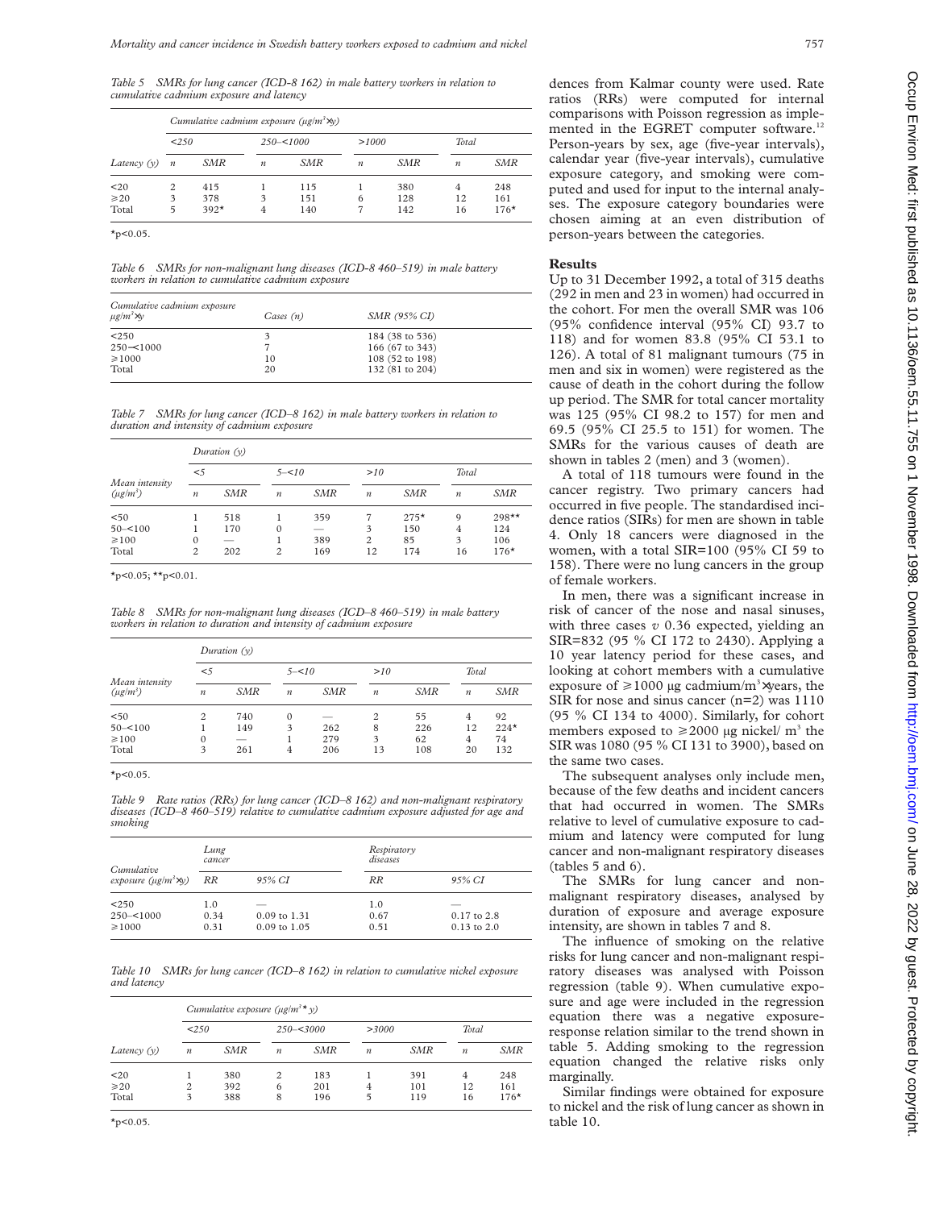*Table 5 SMRs for lung cancer (ICD-8 162) in male battery workers in relation to cumulative cadmium exposure and latency*

| | Cumulative cadmium exposure ($\mu g/m^3 \times y$) | | | | | | | |
|---|---|---|---|---|---|---|---|---|
| | <250 | | 250–<1000 | | >1000 | | Total | |
| Latency (y) | n | SMR | n | SMR | n | SMR | n | SMR |
| <20 | 2 | 415 | 1 | 115 | 1 | 380 | 4 | 248 |
| ⩾20 | 3 | 378 | 3 | 151 | 6 | 128 | 12 | 161 |
| Total | 5 | 392* | 4 | 140 | 7 | 142 | 16 | 176* |

*p<0.05.

*Table 6 SMRs for non-malignant lung diseases (ICD-8 460–519) in male battery workers in relation to cumulative cadmium exposure*

| Cumulative cadmium exposure $\mu g/m^3 \times y$ | Cases (n) | SMR (95% CI) |
|---|---|---|
| <250 | 3 | 184 (38 to 536) |
| 250–<1000 | 7 | 166 (67 to 343) |
| ⩾1000 | 10 | 108 (52 to 198) |
| Total | 20 | 132 (81 to 204) |

*Table 7 SMRs for lung cancer (ICD–8 162) in male battery workers in relation to duration and intensity of cadmium exposure*

| | Duration (y) | | | | | | | |
|---|---|---|---|---|---|---|---|---|
| | <5 | | 5–<10 | | >10 | | Total | |
| Mean intensity ($\mu g/m^3$) | n | SMR | n | SMR | n | SMR | n | SMR |
| <50 | 1 | 518 | 1 | 359 | 7 | 275* | 9 | 298** |
| 50–<100 | 1 | 170 | 0 | — | 3 | 150 | 4 | 124 |
| ⩾100 | 0 | — | 1 | 389 | 2 | 85 | 3 | 106 |
| Total | 2 | 202 | 2 | 169 | 12 | 174 | 16 | 176* |

*p<0.05; **p<0.01.

*Table 8 SMRs for non-malignant lung diseases (ICD–8 460–519) in male battery workers in relation to duration and intensity of cadmium exposure*

| | Duration (y) | | | | | | | |
|---|---|---|---|---|---|---|---|---|
| | <5 | | 5–<10 | | >10 | | Total | |
| Mean intensity ($\mu g/m^3$) | n | SMR | n | SMR | n | SMR | n | SMR |
| <50 | 2 | 740 | 0 | — | 2 | 55 | 4 | 92 |
| 50–<100 | 1 | 149 | 3 | 262 | 8 | 226 | 12 | 224* |
| ⩾100 | 0 | — | 1 | 279 | 3 | 62 | 4 | 74 |
| Total | 3 | 261 | 4 | 206 | 13 | 108 | 20 | 132 |

*p<0.05.

*Table 9 Rate ratios (RRs) for lung cancer (ICD–8 162) and non-malignant respiratory diseases (ICD–8 460–519) relative to cumulative cadmium exposure adjusted for age and smoking*

| | Lung cancer | | Respiratory diseases | |
|---|---|---|---|---|
| Cumulative exposure ($\mu g/m^3 \times y$) | RR | 95% CI | RR | 95% CI |
| <250 | 1.0 | — | 1.0 | — |
| 250–<1000 | 0.34 | 0.09 to 1.31 | 0.67 | 0.17 to 2.8 |
| ⩾1000 | 0.31 | 0.09 to 1.05 | 0.51 | 0.13 to 2.0 |

*Table 10 SMRs for lung cancer (ICD–8 162) in relation to cumulative nickel exposure and latency*

| | Cumulative exposure ($\mu g/m^3 \times y$) | | | | | | | |
|---|---|---|---|---|---|---|---|---|
| | <250 | | 250–<3000 | | >3000 | | Total | |
| Latency (y) | n | SMR | n | SMR | n | SMR | n | SMR |
| <20 | 1 | 380 | 2 | 183 | 1 | 391 | 4 | 248 |
| ⩾20 | 2 | 392 | 6 | 201 | 4 | 101 | 12 | 161 |
| Total | 3 | 388 | 8 | 196 | 5 | 119 | 16 | 176* |

*p<0.05.

dences from Kalmar county were used. Rate ratios (RRs) were computed for internal comparisons with Poisson regression as implemented in the EGRET computer software.[12] Person-years by sex, age (five-year intervals), calendar year (five-year intervals), cumulative exposure category, and smoking were computed and used for input to the internal analyses. The exposure category boundaries were chosen aiming at an even distribution of person-years between the categories.

## Results

Up to 31 December 1992, a total of 315 deaths (292 in men and 23 in women) had occurred in the cohort. For men the overall SMR was 106 (95% confidence interval (95% CI) 93.7 to 118) and for women 83.8 (95% CI 53.1 to 126). A total of 81 malignant tumours (75 in men and six in women) were registered as the cause of death in the cohort during the follow up period. The SMR for total cancer mortality was 125 (95% CI 98.2 to 157) for men and 69.5 (95% CI 25.5 to 151) for women. The SMRs for the various causes of death are shown in tables 2 (men) and 3 (women).

A total of 118 tumours were found in the cancer registry. Two primary cancers had occurred in five people. The standardised incidence ratios (SIRs) for men are shown in table 4. Only 18 cancers were diagnosed in the women, with a total SIR=100 (95% CI 59 to 158). There were no lung cancers in the group of female workers.

In men, there was a significant increase in risk of cancer of the nose and nasal sinuses, with three cases *v* 0.36 expected, yielding an SIR=832 (95 % CI 172 to 2430). Applying a 10 year latency period for these cases, and looking at cohort members with a cumulative exposure of ⩾1000 µg cadmium/m$^3$×years, the SIR for nose and sinus cancer (n=2) was 1110 (95 % CI 134 to 4000). Similarly, for cohort members exposed to ⩾2000 µg nickel/ m$^3$ the SIR was 1080 (95 % CI 131 to 3900), based on the same two cases.

The subsequent analyses only include men, because of the few deaths and incident cancers that had occurred in women. The SMRs relative to level of cumulative exposure to cadmium and latency were computed for lung cancer and non-malignant respiratory diseases (tables 5 and 6).

The SMRs for lung cancer and non-malignant respiratory diseases, analysed by duration of exposure and average exposure intensity, are shown in tables 7 and 8.

The influence of smoking on the relative risks for lung cancer and non-malignant respiratory diseases was analysed with Poisson regression (table 9). When cumulative exposure and age were included in the regression equation there was a negative exposure-response relation similar to the trend shown in table 5. Adding smoking to the regression equation changed the relative risks only marginally.

Similar findings were obtained for exposure to nickel and the risk of lung cancer as shown in table 10.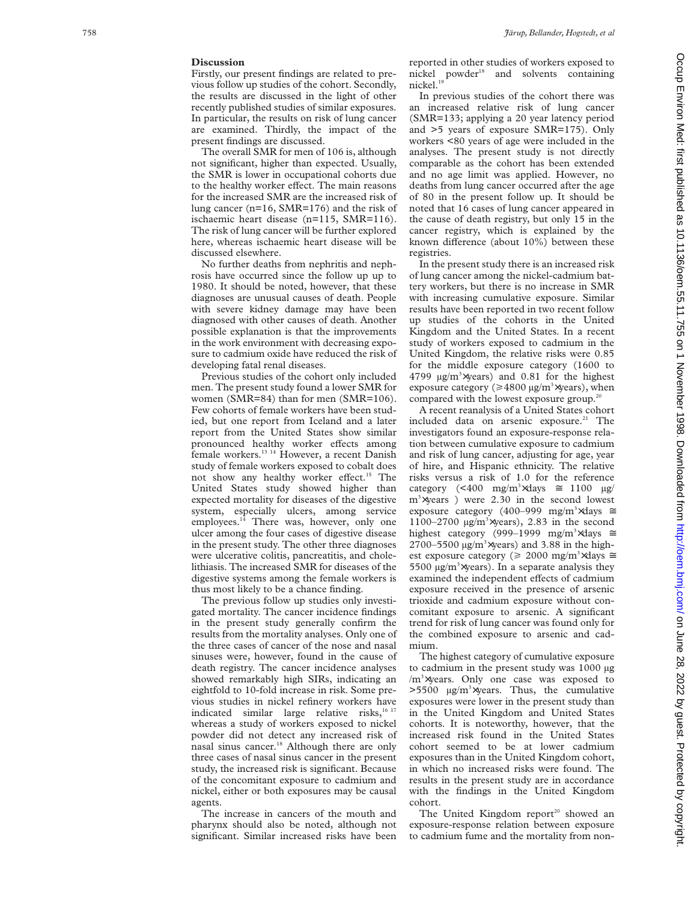## Discussion

Firstly, our present findings are related to previous follow up studies of the cohort. Secondly, the results are discussed in the light of other recently published studies of similar exposures. In particular, the results on risk of lung cancer are examined. Thirdly, the impact of the present findings are discussed.

The overall SMR for men of 106 is, although not significant, higher than expected. Usually, the SMR is lower in occupational cohorts due to the healthy worker effect. The main reasons for the increased SMR are the increased risk of lung cancer (n=16, SMR=176) and the risk of ischaemic heart disease (n=115, SMR=116). The risk of lung cancer will be further explored here, whereas ischaemic heart disease will be discussed elsewhere.

No further deaths from nephritis and nephrosis have occurred since the follow up up to 1980. It should be noted, however, that these diagnoses are unusual causes of death. People with severe kidney damage may have been diagnosed with other causes of death. Another possible explanation is that the improvements in the work environment with decreasing exposure to cadmium oxide have reduced the risk of developing fatal renal diseases.

Previous studies of the cohort only included men. The present study found a lower SMR for women (SMR=84) than for men (SMR=106). Few cohorts of female workers have been studied, but one report from Iceland and a later report from the United States show similar pronounced healthy worker effects among female workers.[13 14] However, a recent Danish study of female workers exposed to cobalt does not show any healthy worker effect.[15] The United States study showed higher than expected mortality for diseases of the digestive system, especially ulcers, among service employees.[14] There was, however, only one ulcer among the four cases of digestive disease in the present study. The other three diagnoses were ulcerative colitis, pancreatitis, and cholelithiasis. The increased SMR for diseases of the digestive systems among the female workers is thus most likely to be a chance finding.

The previous follow up studies only investigated mortality. The cancer incidence findings in the present study generally confirm the results from the mortality analyses. Only one of the three cases of cancer of the nose and nasal sinuses were, however, found in the cause of death registry. The cancer incidence analyses showed remarkably high SIRs, indicating an eightfold to 10-fold increase in risk. Some previous studies in nickel refinery workers have indicated similar large relative risks,[16 17] whereas a study of workers exposed to nickel powder did not detect any increased risk of nasal sinus cancer.[18] Although there are only three cases of nasal sinus cancer in the present study, the increased risk is significant. Because of the concomitant exposure to cadmium and nickel, either or both exposures may be causal agents.

The increase in cancers of the mouth and pharynx should also be noted, although not significant. Similar increased risks have been reported in other studies of workers exposed to nickel powder[18] and solvents containing nickel.[19]

In previous studies of the cohort there was an increased relative risk of lung cancer (SMR=133; applying a 20 year latency period and >5 years of exposure SMR=175). Only workers <80 years of age were included in the analyses. The present study is not directly comparable as the cohort has been extended and no age limit was applied. However, no deaths from lung cancer occurred after the age of 80 in the present follow up. It should be noted that 16 cases of lung cancer appeared in the cause of death registry, but only 15 in the cancer registry, which is explained by the known difference (about 10%) between these registries.

In the present study there is an increased risk of lung cancer among the nickel-cadmium battery workers, but there is no increase in SMR with increasing cumulative exposure. Similar results have been reported in two recent follow up studies of the cohorts in the United Kingdom and the United States. In a recent study of workers exposed to cadmium in the United Kingdom, the relative risks were 0.85 for the middle exposure category (1600 to 4799 $\mu g/m^3 \times$years) and 0.81 for the highest exposure category ($\geqslant$4800 $\mu g/m^3 \times$years), when compared with the lowest exposure group.[20]

A recent reanalysis of a United States cohort included data on arsenic exposure.[21] The investigators found an exposure-response relation between cumulative exposure to cadmium and risk of lung cancer, adjusting for age, year of hire, and Hispanic ethnicity. The relative risks versus a risk of 1.0 for the reference category (<400 $mg/m^3 \times$days $\cong$ 1100 $\mu g/m^3 \times$years ) were 2.30 in the second lowest exposure category (400–999 $mg/m^3 \times$days $\cong$ 1100–2700 $\mu g/m^3 \times$years), 2.83 in the second highest category (999–1999 $mg/m^3 \times$days $\cong$ 2700–5500 $\mu g/m^3 \times$years) and 3.88 in the highest exposure category ($\geqslant$ 2000 $mg/m^3 \times$days $\cong$ 5500 $\mu g/m^3 \times$years). In a separate analysis they examined the independent effects of cadmium exposure received in the presence of arsenic trioxide and cadmium exposure without concomitant exposure to arsenic. A significant trend for risk of lung cancer was found only for the combined exposure to arsenic and cadmium.

The highest category of cumulative exposure to cadmium in the present study was 1000 $\mu g/m^3 \times$years. Only one case was exposed to >5500 $\mu g/m^3 \times$years. Thus, the cumulative exposures were lower in the present study than in the United Kingdom and United States cohorts. It is noteworthy, however, that the increased risk found in the United States cohort seemed to be at lower cadmium exposures than in the United Kingdom cohort, in which no increased risks were found. The results in the present study are in accordance with the findings in the United Kingdom cohort.

The United Kingdom report[20] showed an exposure-response relation between exposure to cadmium fume and the mortality from non-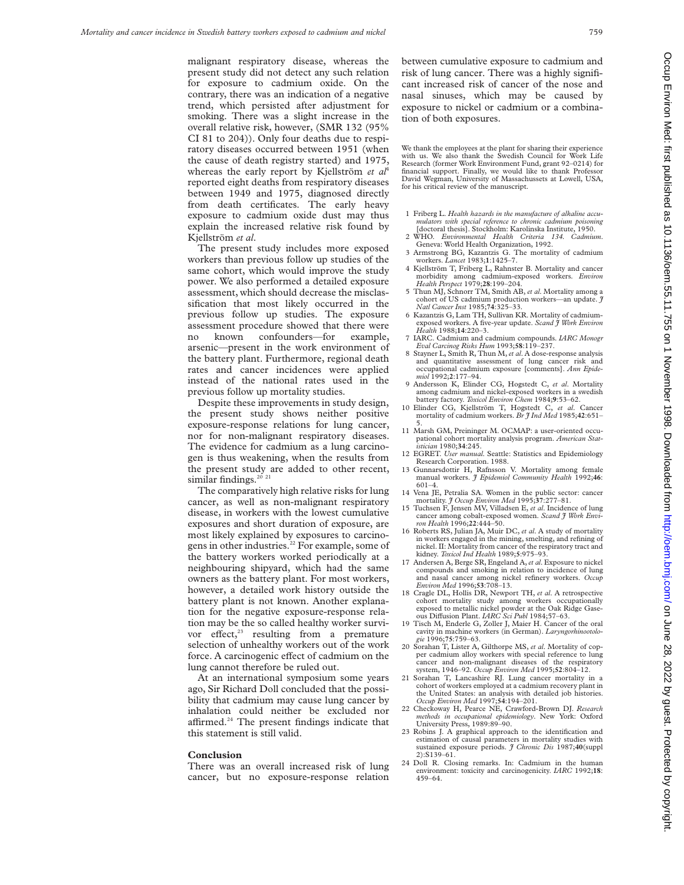malignant respiratory disease, whereas the present study did not detect any such relation for exposure to cadmium oxide. On the contrary, there was an indication of a negative trend, which persisted after adjustment for smoking. There was a slight increase in the overall relative risk, however, (SMR 132 (95% CI 81 to 204)). Only four deaths due to respiratory diseases occurred between 1951 (when the cause of death registry started) and 1975, whereas the early report by Kjellström *et al*[4] reported eight deaths from respiratory diseases between 1949 and 1975, diagnosed directly from death certificates. The early heavy exposure to cadmium oxide dust may thus explain the increased relative risk found by Kjellström *et al*.

The present study includes more exposed workers than previous follow up studies of the same cohort, which would improve the study power. We also performed a detailed exposure assessment, which should decrease the misclassification that most likely occurred in the previous follow up studies. The exposure assessment procedure showed that there were no known confounders—for example, arsenic—present in the work environment of the battery plant. Furthermore, regional death rates and cancer incidences were applied instead of the national rates used in the previous follow up mortality studies.

Despite these improvements in study design, the present study shows neither positive exposure-response relations for lung cancer, nor for non-malignant respiratory diseases. The evidence for cadmium as a lung carcinogen is thus weakening, when the results from the present study are added to other recent, similar findings.[20 21]

The comparatively high relative risks for lung cancer, as well as non-malignant respiratory disease, in workers with the lowest cumulative exposures and short duration of exposure, are most likely explained by exposures to carcinogens in other industries.[22] For example, some of the battery workers worked periodically at a neighbouring shipyard, which had the same owners as the battery plant. For most workers, however, a detailed work history outside the battery plant is not known. Another explanation for the negative exposure-response relation may be the so called healthy worker survivor effect,[23] resulting from a premature selection of unhealthy workers out of the work force. A carcinogenic effect of cadmium on the lung cannot therefore be ruled out.

At an international symposium some years ago, Sir Richard Doll concluded that the possibility that cadmium may cause lung cancer by inhalation could neither be excluded nor affirmed.[24] The present findings indicate that this statement is still valid.

## Conclusion

There was an overall increased risk of lung cancer, but no exposure-response relation between cumulative exposure to cadmium and risk of lung cancer. There was a highly significant increased risk of cancer of the nose and nasal sinuses, which may be caused by exposure to nickel or cadmium or a combination of both exposures.

We thank the employees at the plant for sharing their experience with us. We also thank the Swedish Council for Work Life Research (former Work Environment Fund, grant 92–0214) for financial support. Finally, we would like to thank Professor David Wegman, University of Massachussets at Lowell, USA, for his critical review of the manuscript.

1. Friberg L. *Health hazards in the manufacture of alkaline accumulators with special reference to chronic cadmium poisoning* [doctoral thesis]. Stockholm: Karolinska Institute, 1950.
2. WHO. *Environmental Health Criteria 134. Cadmium*. Geneva: World Health Organization, 1992.
3. Armstrong BG, Kazantzis G. The mortality of cadmium workers. *Lancet* 1983;**1**:1425–7.
4. Kjellström T, Friberg L, Rahnster B. Mortality and cancer morbidity among cadmium-exposed workers. *Environ Health Perspect* 1979;**28**:199–204.
5. Thun MJ, Schnorr TM, Smith AB, *et al*. Mortality among a cohort of US cadmium production workers—an update. *J Natl Cancer Inst* 1985;**74**:325–33.
6. Kazantzis G, Lam TH, Sullivan KR. Mortality of cadmium-exposed workers. A five-year update. *Scand J Work Environ Health* 1988;**14**:220–3.
7. IARC. Cadmium and cadmium compounds. *IARC Monogr Eval Carcinog Risks Hum* 1993;**58**:119–237.
8. Stayner L, Smith R, Thun M, *et al*. A dose-response analysis and quantitative assessment of lung cancer risk and occupational cadmium exposure [comments]. *Ann Epidemiol* 1992;**2**:177–94.
9. Andersson K, Elinder CG, Hogstedt C, *et al*. Mortality among cadmium and nickel-exposed workers in a swedish battery factory. *Toxicol Environ Chem* 1984;**9**:53–62.
10. Elinder CG, Kjellström T, Hogstedt C, *et al*. Cancer mortality of cadmium workers. *Br J Ind Med* 1985;**42**:651–5.
11. Marsh GM, Preininger M. OCMAP: a user-oriented occupational cohort mortality analysis program. *American Statistician* 1980;**34**:245.
12. EGRET. *User manual*. Seattle: Statistics and Epidemiology Research Corporation. 1988.
13. Gunnarsdottir H, Rafnsson V. Mortality among female manual workers. *J Epidemiol Community Health* 1992;**46**:601–4.
14. Vena JE, Petralia SA. Women in the public sector: cancer mortality. *J Occup Environ Med* 1995;**37**:277–81.
15. Tuchsen F, Jensen MV, Villadsen E, *et al*. Incidence of lung cancer among cobalt-exposed women. *Scand J Work Environ Health* 1996;**22**:444–50.
16. Roberts RS, Julian JA, Muir DC, *et al*. A study of mortality in workers engaged in the mining, smelting, and refining of nickel. II: Mortality from cancer of the respiratory tract and kidney. *Toxicol Ind Health* 1989;**5**:975–93.
17. Andersen A, Berge SR, Engeland A, *et al*. Exposure to nickel compounds and smoking in relation to incidence of lung and nasal cancer among nickel refinery workers. *Occup Environ Med* 1996;**53**:708–13.
18. Cragle DL, Hollis DR, Newport TH, *et al*. A retrospective cohort mortality study among workers occupationally exposed to metallic nickel powder at the Oak Ridge Gaseous Diffusion Plant. *IARC Sci Publ* 1984;57–63.
19. Tisch M, Enderle G, Zoller J, Maier H. Cancer of the oral cavity in machine workers (in German). *Laryngorhinootologie* 1996;**75**:759–63.
20. Sorahan T, Lister A, Gilthorpe MS, *et al*. Mortality of copper cadmium alloy workers with special reference to lung cancer and non-malignant diseases of the respiratory system, 1946–92. *Occup Environ Med* 1995;**52**:804–12.
21. Sorahan T, Lancashire RJ. Lung cancer mortality in a cohort of workers employed at a cadmium recovery plant in the United States: an analysis with detailed job histories. *Occup Environ Med* 1997;**54**:194–201.
22. Checkoway H, Pearce NE, Crawford-Brown DJ. *Research methods in occupational epidemiology*. New York: Oxford University Press, 1989:89–90.
23. Robins J. A graphical approach to the identification and estimation of causal parameters in mortality studies with sustained exposure periods. *J Chronic Dis* 1987;**40**(suppl 2):S139–61.
24. Doll R. Closing remarks. In: Cadmium in the human environment: toxicity and carcinogenicity. *IARC* 1992;**18**: 459–64.